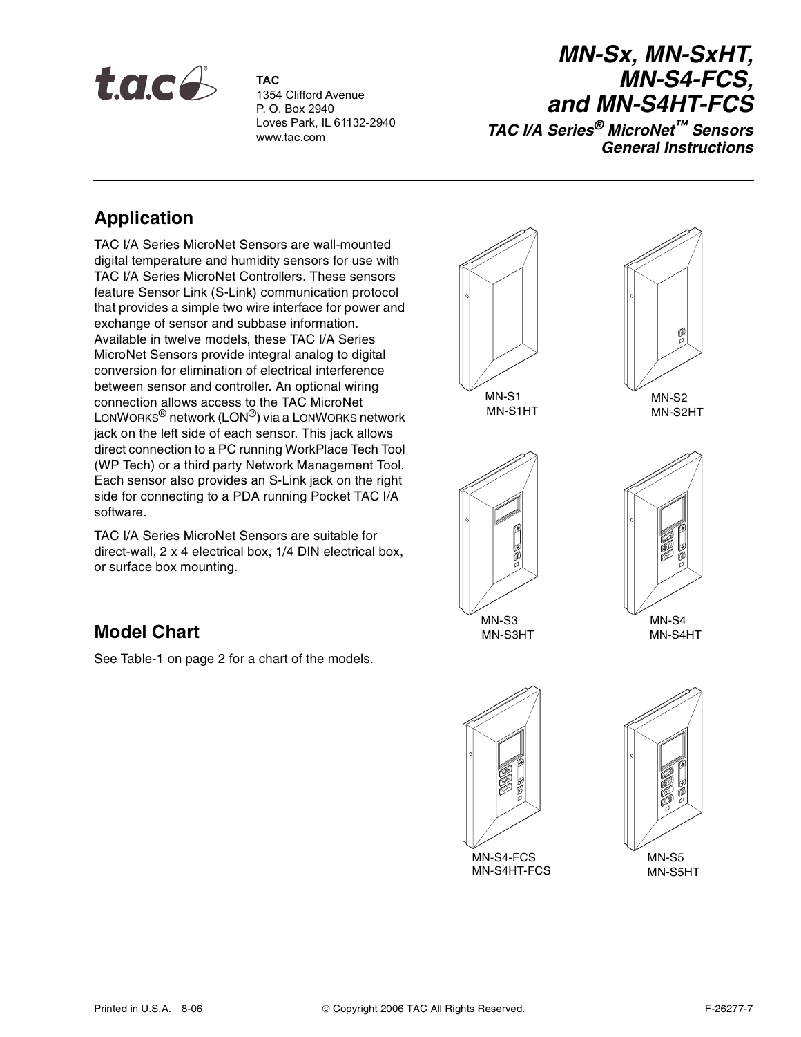TAC
1354 Clifford Avenue
P. O. Box 2940
Loves Park, IL 61132-2940
www.tac.com

# MN-Sx, MN-SxHT, MN-S4-FCS, and MN-S4HT-FCS

## TAC I/A Series® MicroNet™ Sensors General Instructions

## Application

TAC I/A Series MicroNet Sensors are wall-mounted digital temperature and humidity sensors for use with TAC I/A Series MicroNet Controllers. These sensors feature Sensor Link (S-Link) communication protocol that provides a simple two wire interface for power and exchange of sensor and subbase information. Available in twelve models, these TAC I/A Series MicroNet Sensors provide integral analog to digital conversion for elimination of electrical interference between sensor and controller. An optional wiring connection allows access to the TAC MicroNet LONWORKS® network (LON®) via a LONWORKS network jack on the left side of each sensor. This jack allows direct connection to a PC running WorkPlace Tech Tool (WP Tech) or a third party Network Management Tool. Each sensor also provides an S-Link jack on the right side for connecting to a PDA running Pocket TAC I/A software.

TAC I/A Series MicroNet Sensors are suitable for direct-wall, 2 x 4 electrical box, 1/4 DIN electrical box, or surface box mounting.

MN-S1
MN-S1HT

MN-S2
MN-S2HT

MN-S3
MN-S3HT

MN-S4
MN-S4HT

MN-S4-FCS
MN-S4HT-FCS

MN-S5
MN-S5HT

## Model Chart

See Table-1 on page 2 for a chart of the models.

Printed in U.S.A. 8-06 © Copyright 2006 TAC All Rights Reserved. F-26277-7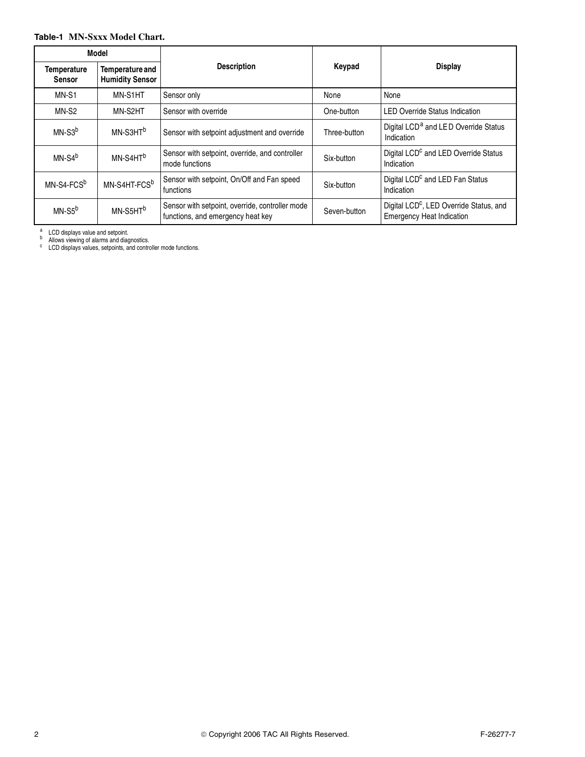**Table-1 MN-Sxxx Model Chart.**

| Model | | Description | Keypad | Display |
|---|---|---|---|---|
| Temperature Sensor | Temperature and Humidity Sensor | | | |
| MN-S1 | MN-S1HT | Sensor only | None | None |
| MN-S2 | MN-S2HT | Sensor with override | One-button | LED Override Status Indication |
| MN-S3[b] | MN-S3HT[b] | Sensor with setpoint adjustment and override | Three-button | Digital LCD[a] and LED Override Status Indication |
| MN-S4[b] | MN-S4HT[b] | Sensor with setpoint, override, and controller mode functions | Six-button | Digital LCD[c] and LED Override Status Indication |
| MN-S4-FCS[b] | MN-S4HT-FCS[b] | Sensor with setpoint, On/Off and Fan speed functions | Six-button | Digital LCD[c] and LED Fan Status Indication |
| MN-S5[b] | MN-S5HT[b] | Sensor with setpoint, override, controller mode functions, and emergency heat key | Seven-button | Digital LCD[c], LED Override Status, and Emergency Heat Indication |

[a] LCD displays value and setpoint.
[b] Allows viewing of alarms and diagnostics.
[c] LCD displays values, setpoints, and controller mode functions.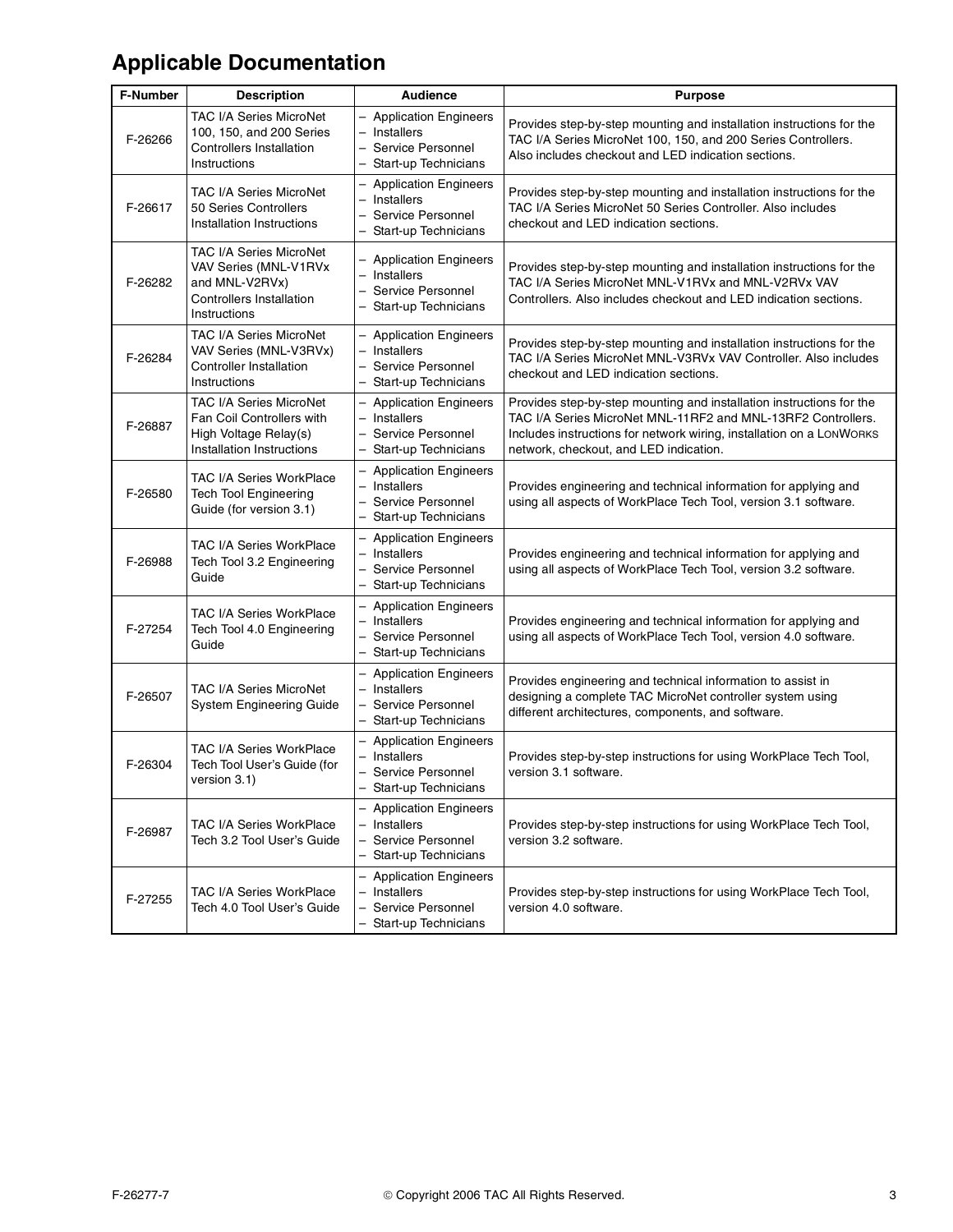# Applicable Documentation

| F-Number | Description | Audience | Purpose |
|---|---|---|---|
| F-26266 | TAC I/A Series MicroNet 100, 150, and 200 Series Controllers Installation Instructions | – Application Engineers<br>– Installers<br>– Service Personnel<br>– Start-up Technicians | Provides step-by-step mounting and installation instructions for the TAC I/A Series MicroNet 100, 150, and 200 Series Controllers. Also includes checkout and LED indication sections. |
| F-26617 | TAC I/A Series MicroNet 50 Series Controllers Installation Instructions | – Application Engineers<br>– Installers<br>– Service Personnel<br>– Start-up Technicians | Provides step-by-step mounting and installation instructions for the TAC I/A Series MicroNet 50 Series Controller. Also includes checkout and LED indication sections. |
| F-26282 | TAC I/A Series MicroNet VAV Series (MNL-V1RVx and MNL-V2RVx) Controllers Installation Instructions | – Application Engineers<br>– Installers<br>– Service Personnel<br>– Start-up Technicians | Provides step-by-step mounting and installation instructions for the TAC I/A Series MicroNet MNL-V1RVx and MNL-V2RVx VAV Controllers. Also includes checkout and LED indication sections. |
| F-26284 | TAC I/A Series MicroNet VAV Series (MNL-V3RVx) Controller Installation Instructions | – Application Engineers<br>– Installers<br>– Service Personnel<br>– Start-up Technicians | Provides step-by-step mounting and installation instructions for the TAC I/A Series MicroNet MNL-V3RVx VAV Controller. Also includes checkout and LED indication sections. |
| F-26887 | TAC I/A Series MicroNet Fan Coil Controllers with High Voltage Relay(s) Installation Instructions | – Application Engineers<br>– Installers<br>– Service Personnel<br>– Start-up Technicians | Provides step-by-step mounting and installation instructions for the TAC I/A Series MicroNet MNL-11RF2 and MNL-13RF2 Controllers. Includes instructions for network wiring, installation on a LonWorks network, checkout, and LED indication. |
| F-26580 | TAC I/A Series WorkPlace Tech Tool Engineering Guide (for version 3.1) | – Application Engineers<br>– Installers<br>– Service Personnel<br>– Start-up Technicians | Provides engineering and technical information for applying and using all aspects of WorkPlace Tech Tool, version 3.1 software. |
| F-26988 | TAC I/A Series WorkPlace Tech Tool 3.2 Engineering Guide | – Application Engineers<br>– Installers<br>– Service Personnel<br>– Start-up Technicians | Provides engineering and technical information for applying and using all aspects of WorkPlace Tech Tool, version 3.2 software. |
| F-27254 | TAC I/A Series WorkPlace Tech Tool 4.0 Engineering Guide | – Application Engineers<br>– Installers<br>– Service Personnel<br>– Start-up Technicians | Provides engineering and technical information for applying and using all aspects of WorkPlace Tech Tool, version 4.0 software. |
| F-26507 | TAC I/A Series MicroNet System Engineering Guide | – Application Engineers<br>– Installers<br>– Service Personnel<br>– Start-up Technicians | Provides engineering and technical information to assist in designing a complete TAC MicroNet controller system using different architectures, components, and software. |
| F-26304 | TAC I/A Series WorkPlace Tech Tool User's Guide (for version 3.1) | – Application Engineers<br>– Installers<br>– Service Personnel<br>– Start-up Technicians | Provides step-by-step instructions for using WorkPlace Tech Tool, version 3.1 software. |
| F-26987 | TAC I/A Series WorkPlace Tech 3.2 Tool User's Guide | – Application Engineers<br>– Installers<br>– Service Personnel<br>– Start-up Technicians | Provides step-by-step instructions for using WorkPlace Tech Tool, version 3.2 software. |
| F-27255 | TAC I/A Series WorkPlace Tech 4.0 Tool User's Guide | – Application Engineers<br>– Installers<br>– Service Personnel<br>– Start-up Technicians | Provides step-by-step instructions for using WorkPlace Tech Tool, version 4.0 software. |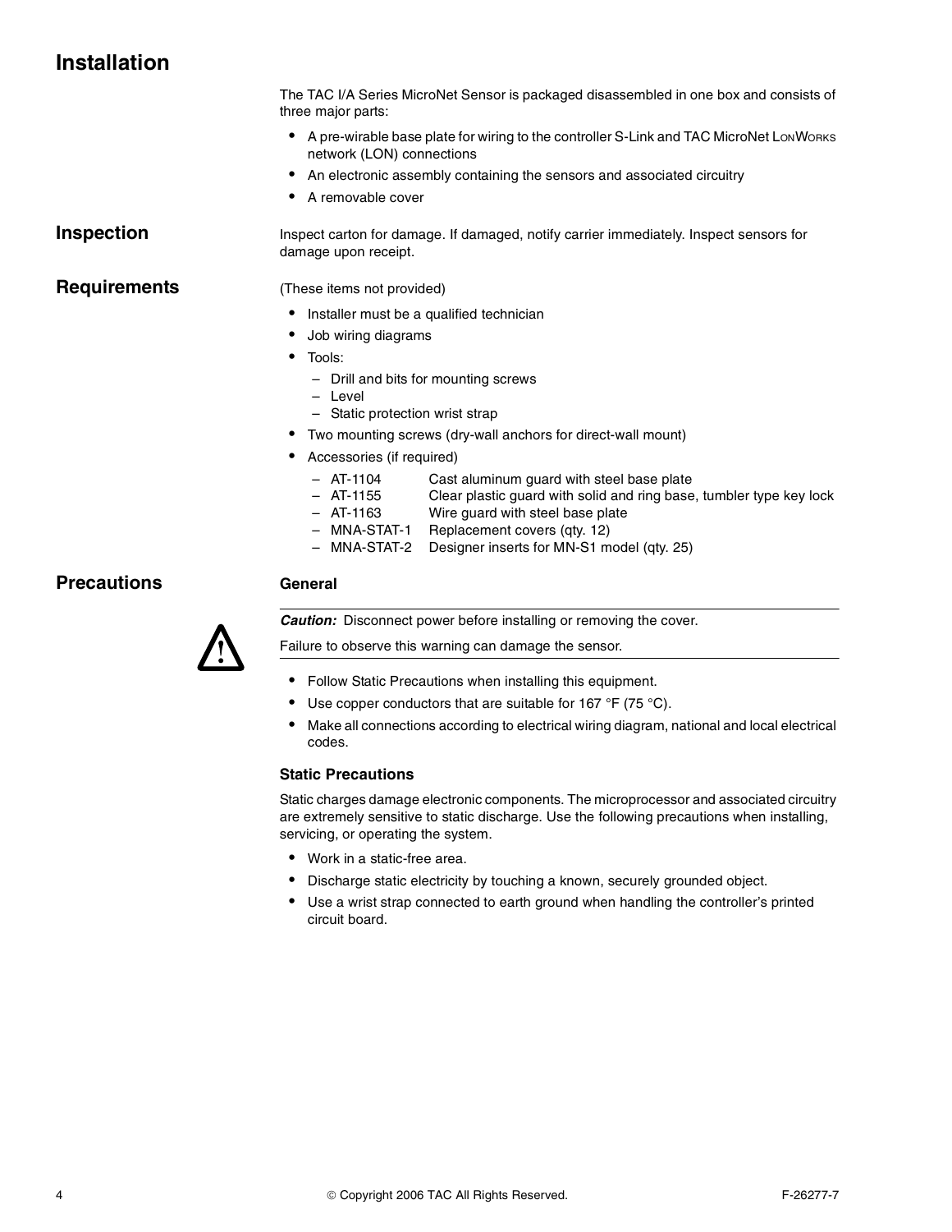# Installation

The TAC I/A Series MicroNet Sensor is packaged disassembled in one box and consists of three major parts:

- A pre-wirable base plate for wiring to the controller S-Link and TAC MicroNet LonWorks network (LON) connections
- An electronic assembly containing the sensors and associated circuitry
- A removable cover

## Inspection

Inspect carton for damage. If damaged, notify carrier immediately. Inspect sensors for damage upon receipt.

## Requirements

(These items not provided)

- Installer must be a qualified technician
- Job wiring diagrams
- Tools:
  - Drill and bits for mounting screws
  - Level
  - Static protection wrist strap
- Two mounting screws (dry-wall anchors for direct-wall mount)
- Accessories (if required)
  - AT-1104 Cast aluminum guard with steel base plate
  - AT-1155 Clear plastic guard with solid and ring base, tumbler type key lock
  - AT-1163 Wire guard with steel base plate
  - MNA-STAT-1 Replacement covers (qty. 12)
  - MNA-STAT-2 Designer inserts for MN-S1 model (qty. 25)

## Precautions

### General

***Caution:*** Disconnect power before installing or removing the cover.

Failure to observe this warning can damage the sensor.

- Follow Static Precautions when installing this equipment.
- Use copper conductors that are suitable for 167 °F (75 °C).
- Make all connections according to electrical wiring diagram, national and local electrical codes.

### Static Precautions

Static charges damage electronic components. The microprocessor and associated circuitry are extremely sensitive to static discharge. Use the following precautions when installing, servicing, or operating the system.

- Work in a static-free area.
- Discharge static electricity by touching a known, securely grounded object.
- Use a wrist strap connected to earth ground when handling the controller's printed circuit board.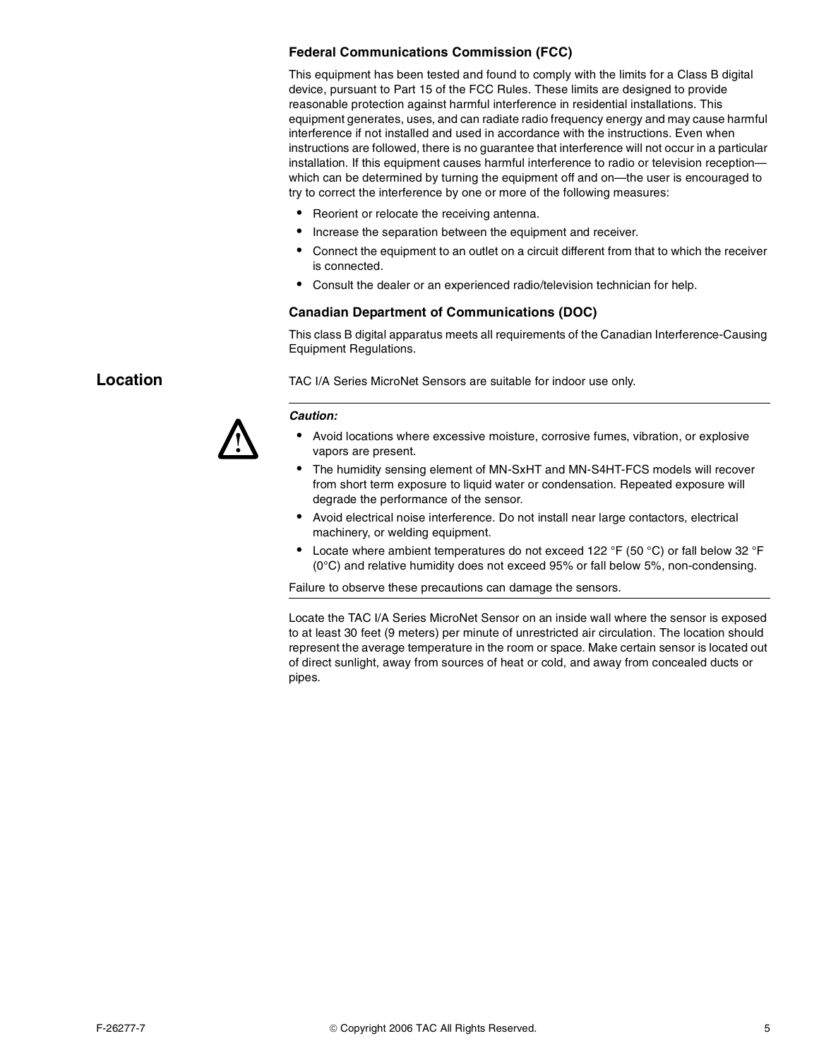### Federal Communications Commission (FCC)

This equipment has been tested and found to comply with the limits for a Class B digital device, pursuant to Part 15 of the FCC Rules. These limits are designed to provide reasonable protection against harmful interference in residential installations. This equipment generates, uses, and can radiate radio frequency energy and may cause harmful interference if not installed and used in accordance with the instructions. Even when instructions are followed, there is no guarantee that interference will not occur in a particular installation. If this equipment causes harmful interference to radio or television reception—which can be determined by turning the equipment off and on—the user is encouraged to try to correct the interference by one or more of the following measures:

- Reorient or relocate the receiving antenna.
- Increase the separation between the equipment and receiver.
- Connect the equipment to an outlet on a circuit different from that to which the receiver is connected.
- Consult the dealer or an experienced radio/television technician for help.

### Canadian Department of Communications (DOC)

This class B digital apparatus meets all requirements of the Canadian Interference-Causing Equipment Regulations.

## Location

TAC I/A Series MicroNet Sensors are suitable for indoor use only.

***Caution:***

- Avoid locations where excessive moisture, corrosive fumes, vibration, or explosive vapors are present.
- The humidity sensing element of MN-SxHT and MN-S4HT-FCS models will recover from short term exposure to liquid water or condensation. Repeated exposure will degrade the performance of the sensor.
- Avoid electrical noise interference. Do not install near large contactors, electrical machinery, or welding equipment.
- Locate where ambient temperatures do not exceed 122 °F (50 °C) or fall below 32 °F (0°C) and relative humidity does not exceed 95% or fall below 5%, non-condensing.

Failure to observe these precautions can damage the sensors.

Locate the TAC I/A Series MicroNet Sensor on an inside wall where the sensor is exposed to at least 30 feet (9 meters) per minute of unrestricted air circulation. The location should represent the average temperature in the room or space. Make certain sensor is located out of direct sunlight, away from sources of heat or cold, and away from concealed ducts or pipes.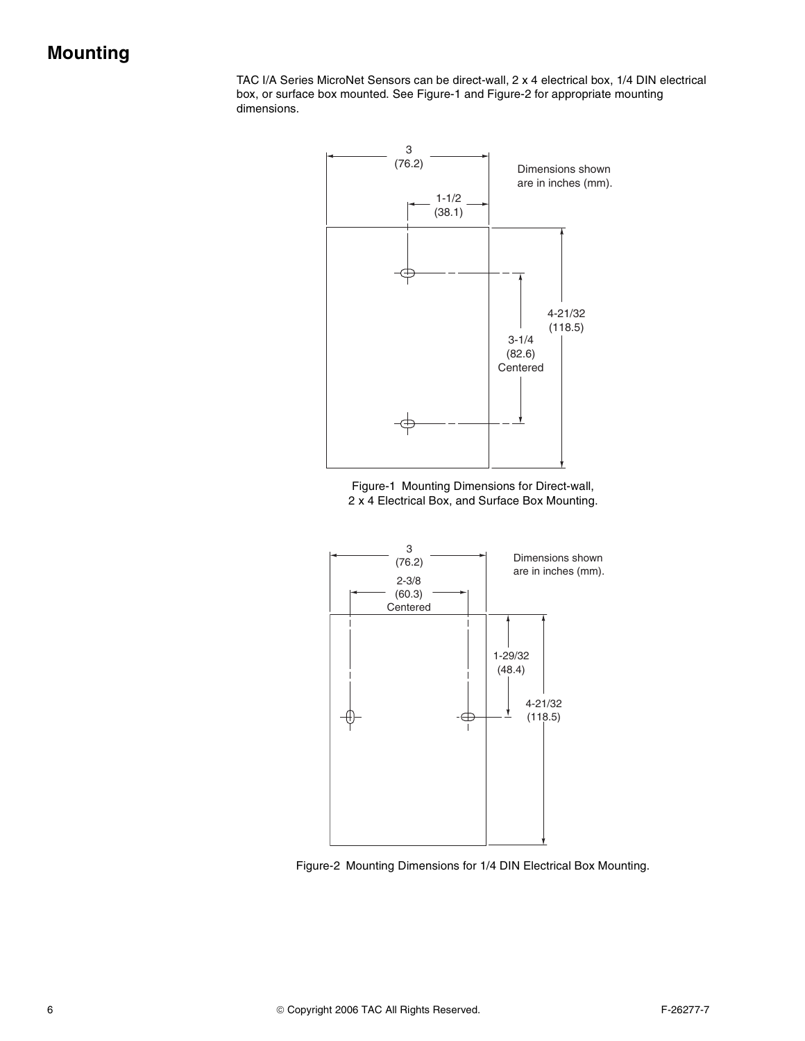# Mounting

TAC I/A Series MicroNet Sensors can be direct-wall, 2 x 4 electrical box, 1/4 DIN electrical box, or surface box mounted. See Figure-1 and Figure-2 for appropriate mounting dimensions.

3
(76.2)

1-1/2
(38.1)

Dimensions shown are in inches (mm).

4-21/32
(118.5)

3-1/4
(82.6)
Centered

Figure-1 Mounting Dimensions for Direct-wall, 2 x 4 Electrical Box, and Surface Box Mounting.

3
(76.2)

2-3/8
(60.3)
Centered

Dimensions shown are in inches (mm).

1-29/32
(48.4)

4-21/32
(118.5)

Figure-2 Mounting Dimensions for 1/4 DIN Electrical Box Mounting.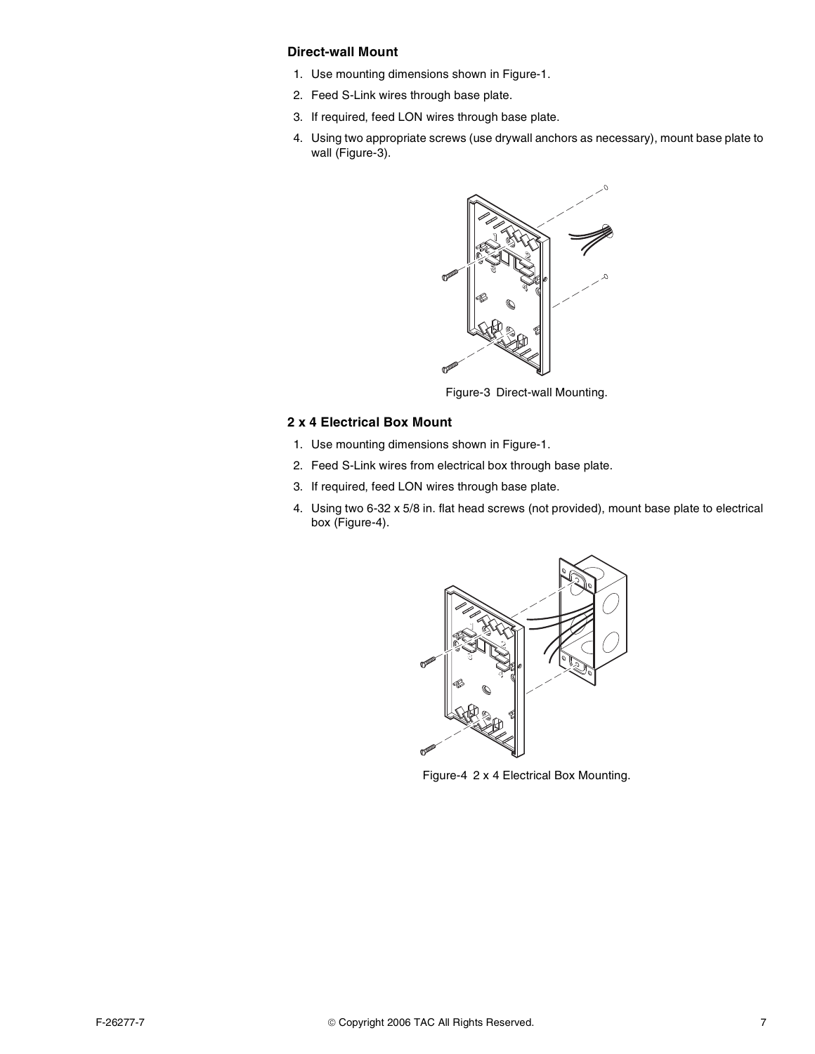### Direct-wall Mount

1. Use mounting dimensions shown in Figure-1.
2. Feed S-Link wires through base plate.
3. If required, feed LON wires through base plate.
4. Using two appropriate screws (use drywall anchors as necessary), mount base plate to wall (Figure-3).

Figure-3 Direct-wall Mounting.

### 2 x 4 Electrical Box Mount

1. Use mounting dimensions shown in Figure-1.
2. Feed S-Link wires from electrical box through base plate.
3. If required, feed LON wires through base plate.
4. Using two 6-32 x 5/8 in. flat head screws (not provided), mount base plate to electrical box (Figure-4).

Figure-4 2 x 4 Electrical Box Mounting.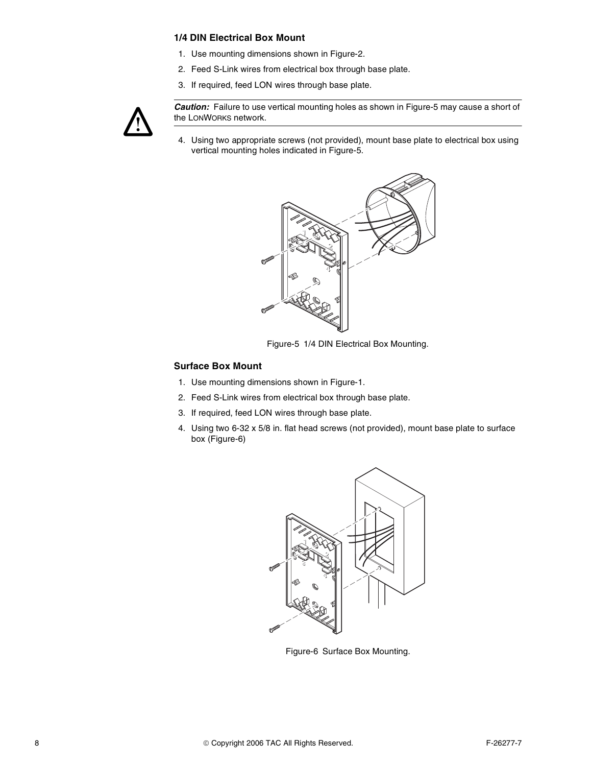### 1/4 DIN Electrical Box Mount

1. Use mounting dimensions shown in Figure-2.
2. Feed S-Link wires from electrical box through base plate.
3. If required, feed LON wires through base plate.

---

***Caution:*** Failure to use vertical mounting holes as shown in Figure-5 may cause a short of the LONWORKS network.

---

4. Using two appropriate screws (not provided), mount base plate to electrical box using vertical mounting holes indicated in Figure-5.

Figure-5 1/4 DIN Electrical Box Mounting.

### Surface Box Mount

1. Use mounting dimensions shown in Figure-1.
2. Feed S-Link wires from electrical box through base plate.
3. If required, feed LON wires through base plate.
4. Using two 6-32 x 5/8 in. flat head screws (not provided), mount base plate to surface box (Figure-6)

Figure-6 Surface Box Mounting.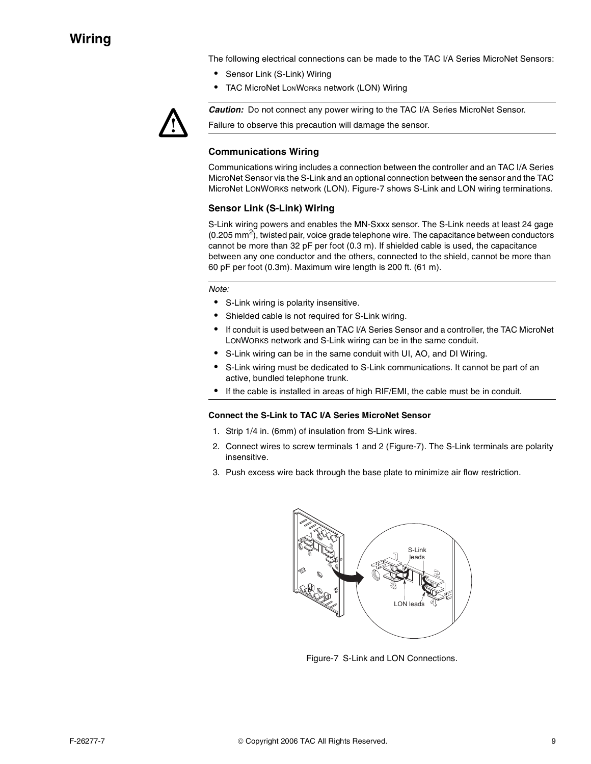# Wiring

The following electrical connections can be made to the TAC I/A Series MicroNet Sensors:

- Sensor Link (S-Link) Wiring
- TAC MicroNet LONWORKS network (LON) Wiring

***Caution:*** Do not connect any power wiring to the TAC I/A Series MicroNet Sensor.

Failure to observe this precaution will damage the sensor.

## Communications Wiring

Communications wiring includes a connection between the controller and an TAC I/A Series MicroNet Sensor via the S-Link and an optional connection between the sensor and the TAC MicroNet LONWORKS network (LON). Figure-7 shows S-Link and LON wiring terminations.

## Sensor Link (S-Link) Wiring

S-Link wiring powers and enables the MN-Sxxx sensor. The S-Link needs at least 24 gage (0.205 $mm^2$), twisted pair, voice grade telephone wire. The capacitance between conductors cannot be more than 32 pF per foot (0.3 m). If shielded cable is used, the capacitance between any one conductor and the others, connected to the shield, cannot be more than 60 pF per foot (0.3m). Maximum wire length is 200 ft. (61 m).

*Note:*

- S-Link wiring is polarity insensitive.
- Shielded cable is not required for S-Link wiring.
- If conduit is used between an TAC I/A Series Sensor and a controller, the TAC MicroNet LONWORKS network and S-Link wiring can be in the same conduit.
- S-Link wiring can be in the same conduit with UI, AO, and DI Wiring.
- S-Link wiring must be dedicated to S-Link communications. It cannot be part of an active, bundled telephone trunk.
- If the cable is installed in areas of high RIF/EMI, the cable must be in conduit.

**Connect the S-Link to TAC I/A Series MicroNet Sensor**

1. Strip 1/4 in. (6mm) of insulation from S-Link wires.
2. Connect wires to screw terminals 1 and 2 (Figure-7). The S-Link terminals are polarity insensitive.
3. Push excess wire back through the base plate to minimize air flow restriction.

Figure-7 S-Link and LON Connections.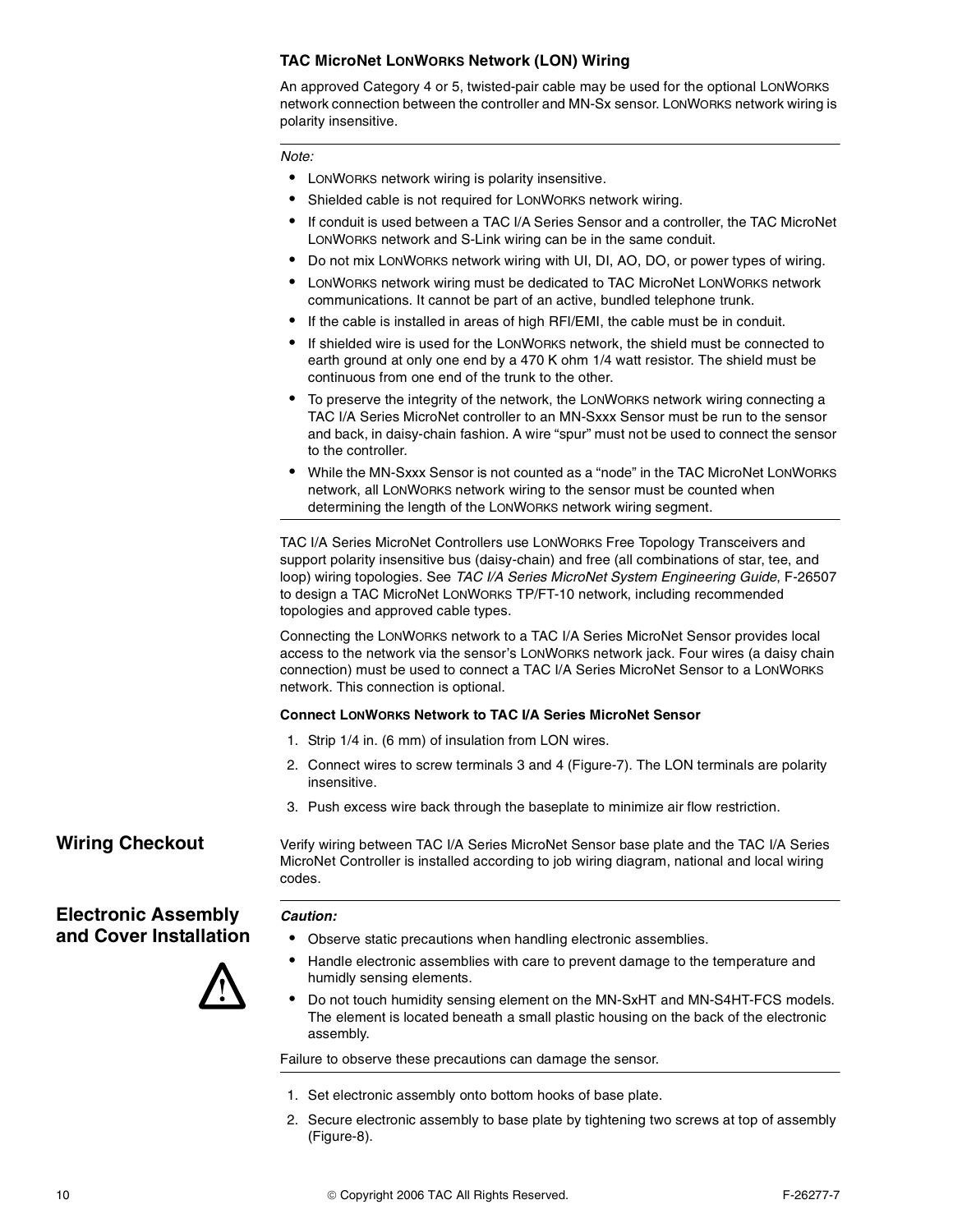### TAC MicroNet LONWORKS Network (LON) Wiring

An approved Category 4 or 5, twisted-pair cable may be used for the optional LONWORKS network connection between the controller and MN-Sx sensor. LONWORKS network wiring is polarity insensitive.

---

*Note:*

- LONWORKS network wiring is polarity insensitive.
- Shielded cable is not required for LONWORKS network wiring.
- If conduit is used between a TAC I/A Series Sensor and a controller, the TAC MicroNet LONWORKS network and S-Link wiring can be in the same conduit.
- Do not mix LONWORKS network wiring with UI, DI, AO, DO, or power types of wiring.
- LONWORKS network wiring must be dedicated to TAC MicroNet LONWORKS network communications. It cannot be part of an active, bundled telephone trunk.
- If the cable is installed in areas of high RFI/EMI, the cable must be in conduit.
- If shielded wire is used for the LONWORKS network, the shield must be connected to earth ground at only one end by a 470 K ohm 1/4 watt resistor. The shield must be continuous from one end of the trunk to the other.
- To preserve the integrity of the network, the LONWORKS network wiring connecting a TAC I/A Series MicroNet controller to an MN-Sxxx Sensor must be run to the sensor and back, in daisy-chain fashion. A wire "spur" must not be used to connect the sensor to the controller.
- While the MN-Sxxx Sensor is not counted as a "node" in the TAC MicroNet LONWORKS network, all LONWORKS network wiring to the sensor must be counted when determining the length of the LONWORKS network wiring segment.

---

TAC I/A Series MicroNet Controllers use LONWORKS Free Topology Transceivers and support polarity insensitive bus (daisy-chain) and free (all combinations of star, tee, and loop) wiring topologies. See *TAC I/A Series MicroNet System Engineering Guide*, F-26507 to design a TAC MicroNet LONWORKS TP/FT-10 network, including recommended topologies and approved cable types.

Connecting the LONWORKS network to a TAC I/A Series MicroNet Sensor provides local access to the network via the sensor's LONWORKS network jack. Four wires (a daisy chain connection) must be used to connect a TAC I/A Series MicroNet Sensor to a LONWORKS network. This connection is optional.

**Connect LONWORKS Network to TAC I/A Series MicroNet Sensor**

1. Strip 1/4 in. (6 mm) of insulation from LON wires.
2. Connect wires to screw terminals 3 and 4 (Figure-7). The LON terminals are polarity insensitive.
3. Push excess wire back through the baseplate to minimize air flow restriction.

## Wiring Checkout

Verify wiring between TAC I/A Series MicroNet Sensor base plate and the TAC I/A Series MicroNet Controller is installed according to job wiring diagram, national and local wiring codes.

## Electronic Assembly and Cover Installation

---

***Caution:***

- Observe static precautions when handling electronic assemblies.
- Handle electronic assemblies with care to prevent damage to the temperature and humidly sensing elements.
- Do not touch humidity sensing element on the MN-SxHT and MN-S4HT-FCS models. The element is located beneath a small plastic housing on the back of the electronic assembly.

Failure to observe these precautions can damage the sensor.

---

1. Set electronic assembly onto bottom hooks of base plate.
2. Secure electronic assembly to base plate by tightening two screws at top of assembly (Figure-8).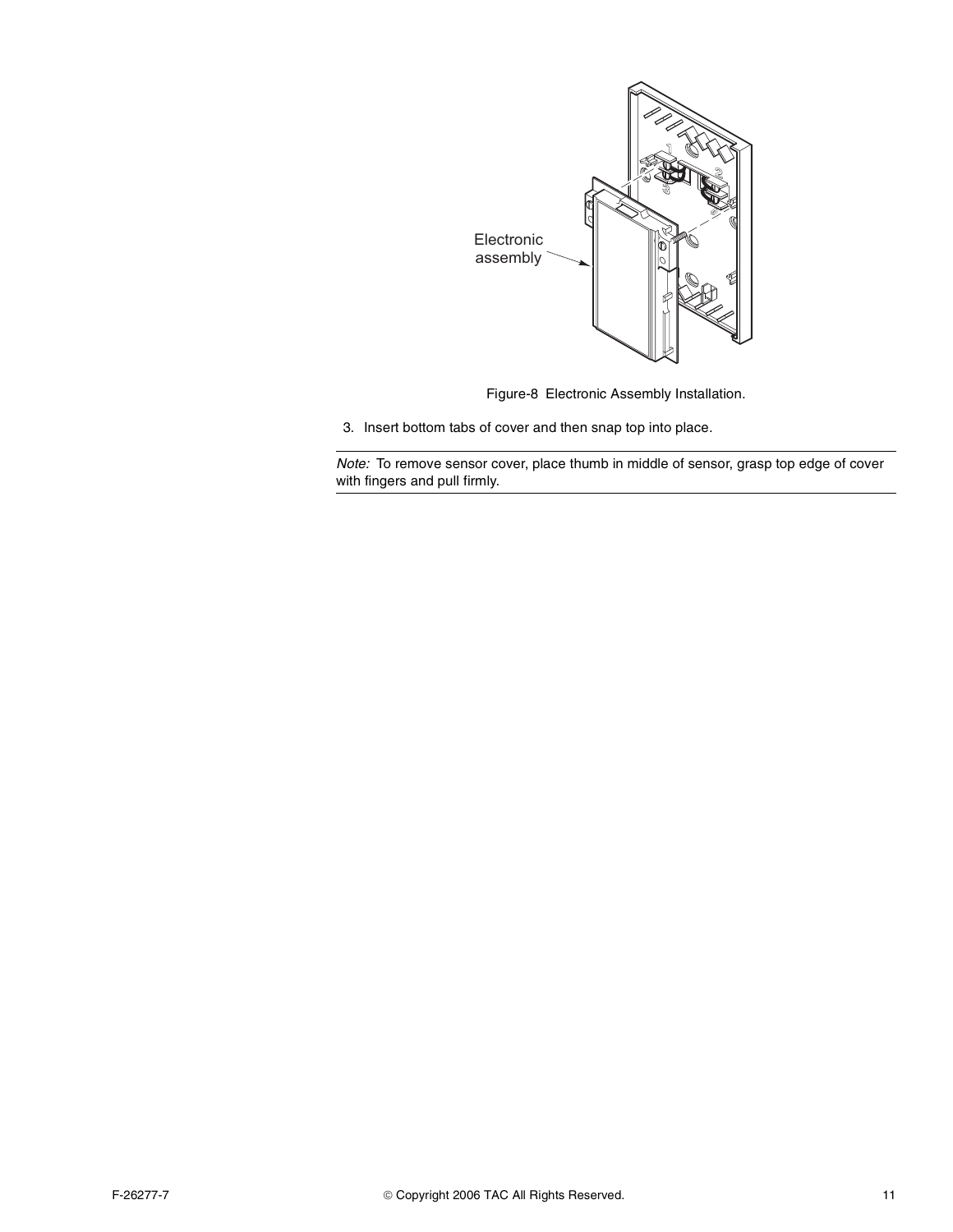Electronic assembly

Figure-8 Electronic Assembly Installation.

3. Insert bottom tabs of cover and then snap top into place.

*Note:* To remove sensor cover, place thumb in middle of sensor, grasp top edge of cover with fingers and pull firmly.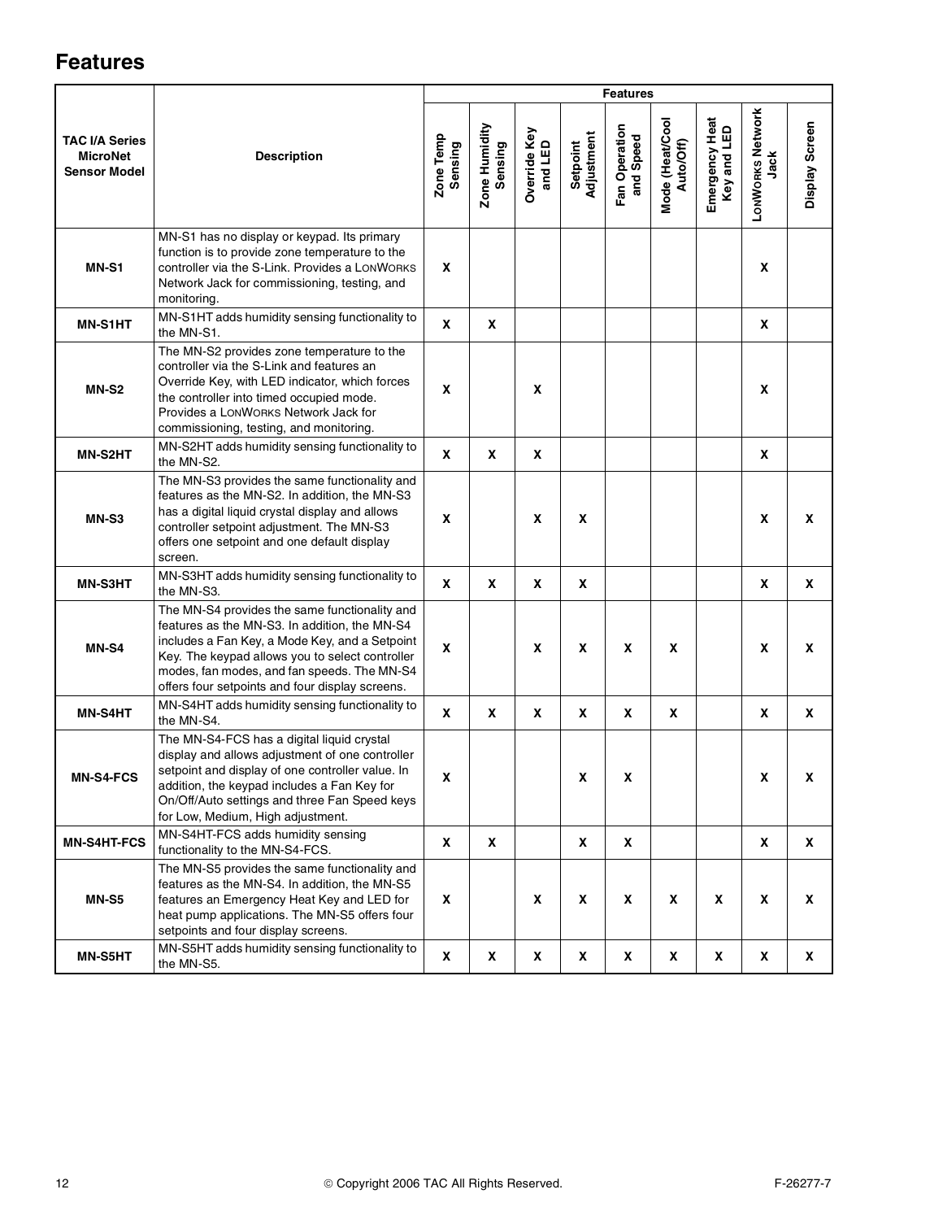# Features

| TAC I/A Series MicroNet Sensor Model | Description | Features | | | | | | | | |
|---|---|---|---|---|---|---|---|---|---|---|
| | | Zone Temp Sensing | Zone Humidity Sensing | Override Key and LED | Setpoint Adjustment | Fan Operation and Speed | Mode (Heat/Cool Auto/Off) | Emergency Heat Key and LED | LonWorks Network Jack | Display Screen |
| **MN-S1** | MN-S1 has no display or keypad. Its primary function is to provide zone temperature to the controller via the S-Link. Provides a LonWorks Network Jack for commissioning, testing, and monitoring. | X | | | | | | | X | |
| **MN-S1HT** | MN-S1HT adds humidity sensing functionality to the MN-S1. | X | X | | | | | | X | |
| **MN-S2** | The MN-S2 provides zone temperature to the controller via the S-Link and features an Override Key, with LED indicator, which forces the controller into timed occupied mode. Provides a LonWorks Network Jack for commissioning, testing, and monitoring. | X | | X | | | | | X | |
| **MN-S2HT** | MN-S2HT adds humidity sensing functionality to the MN-S2. | X | X | X | | | | | X | |
| **MN-S3** | The MN-S3 provides the same functionality and features as the MN-S2. In addition, the MN-S3 has a digital liquid crystal display and allows controller setpoint adjustment. The MN-S3 offers one setpoint and one default display screen. | X | | X | X | | | | X | X |
| **MN-S3HT** | MN-S3HT adds humidity sensing functionality to the MN-S3. | X | X | X | X | | | | X | X |
| **MN-S4** | The MN-S4 provides the same functionality and features as the MN-S3. In addition, the MN-S4 includes a Fan Key, a Mode Key, and a Setpoint Key. The keypad allows you to select controller modes, fan modes, and fan speeds. The MN-S4 offers four setpoints and four display screens. | X | | X | X | X | X | | X | X |
| **MN-S4HT** | MN-S4HT adds humidity sensing functionality to the MN-S4. | X | X | X | X | X | X | | X | X |
| **MN-S4-FCS** | The MN-S4-FCS has a digital liquid crystal display and allows adjustment of one controller setpoint and display of one controller value. In addition, the keypad includes a Fan Key for On/Off/Auto settings and three Fan Speed keys for Low, Medium, High adjustment. | X | | | X | X | | | X | X |
| **MN-S4HT-FCS** | MN-S4HT-FCS adds humidity sensing functionality to the MN-S4-FCS. | X | X | | X | X | | | X | X |
| **MN-S5** | The MN-S5 provides the same functionality and features as the MN-S4. In addition, the MN-S5 features an Emergency Heat Key and LED for heat pump applications. The MN-S5 offers four setpoints and four display screens. | X | | X | X | X | X | X | X | X |
| **MN-S5HT** | MN-S5HT adds humidity sensing functionality to the MN-S5. | X | X | X | X | X | X | X | X | X |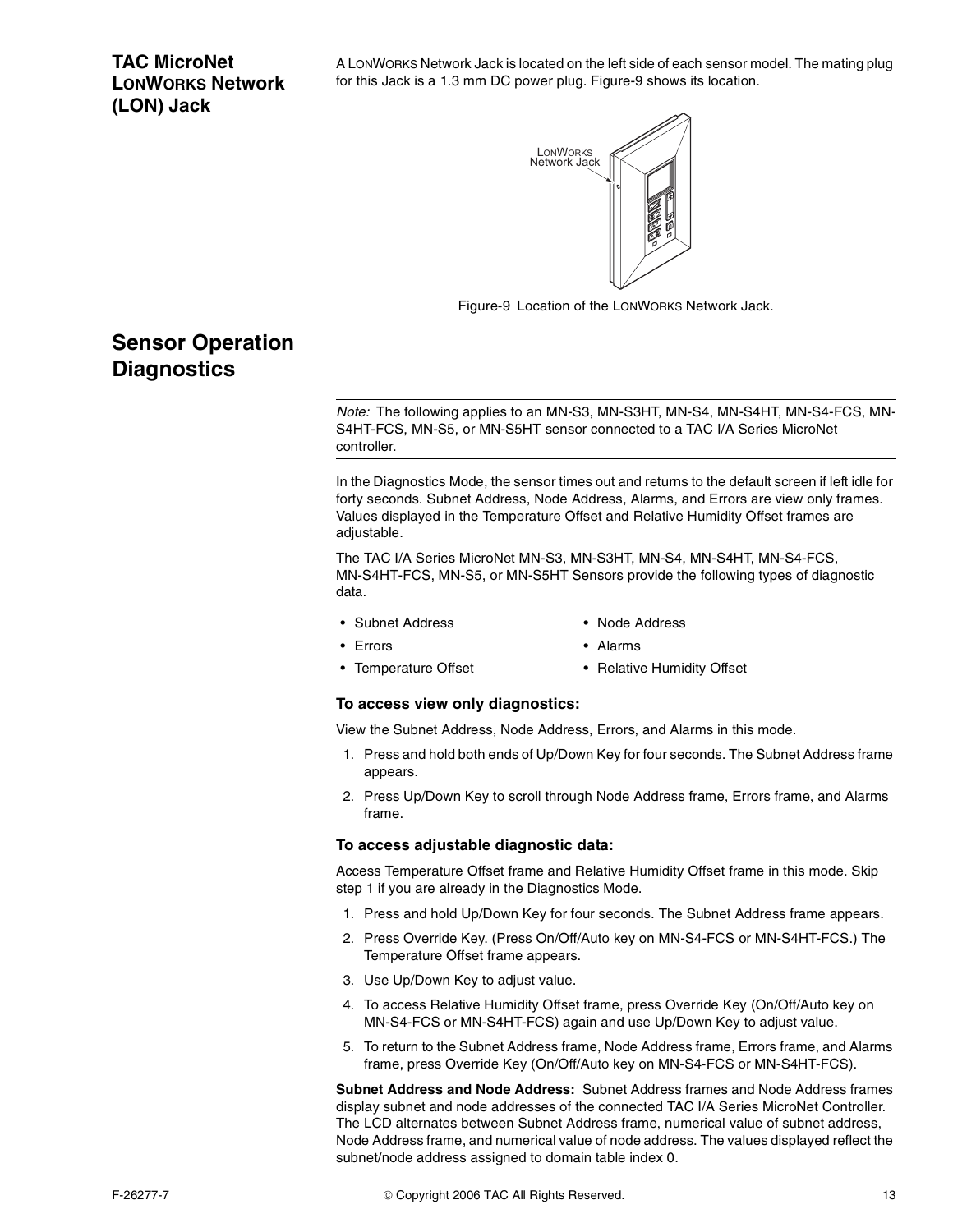## TAC MicroNet LONWORKS Network (LON) Jack

A LONWORKS Network Jack is located on the left side of each sensor model. The mating plug for this Jack is a 1.3 mm DC power plug. Figure-9 shows its location.

Figure-9 Location of the LONWORKS Network Jack.

## Sensor Operation Diagnostics

*Note:* The following applies to an MN-S3, MN-S3HT, MN-S4, MN-S4HT, MN-S4-FCS, MN-S4HT-FCS, MN-S5, or MN-S5HT sensor connected to a TAC I/A Series MicroNet controller.

In the Diagnostics Mode, the sensor times out and returns to the default screen if left idle for forty seconds. Subnet Address, Node Address, Alarms, and Errors are view only frames. Values displayed in the Temperature Offset and Relative Humidity Offset frames are adjustable.

The TAC I/A Series MicroNet MN-S3, MN-S3HT, MN-S4, MN-S4HT, MN-S4-FCS, MN-S4HT-FCS, MN-S5, or MN-S5HT Sensors provide the following types of diagnostic data.

- Subnet Address
- Node Address
- Errors
- Alarms
- Temperature Offset
- Relative Humidity Offset

### To access view only diagnostics:

View the Subnet Address, Node Address, Errors, and Alarms in this mode.

1. Press and hold both ends of Up/Down Key for four seconds. The Subnet Address frame appears.
2. Press Up/Down Key to scroll through Node Address frame, Errors frame, and Alarms frame.

### To access adjustable diagnostic data:

Access Temperature Offset frame and Relative Humidity Offset frame in this mode. Skip step 1 if you are already in the Diagnostics Mode.

1. Press and hold Up/Down Key for four seconds. The Subnet Address frame appears.
2. Press Override Key. (Press On/Off/Auto key on MN-S4-FCS or MN-S4HT-FCS.) The Temperature Offset frame appears.
3. Use Up/Down Key to adjust value.
4. To access Relative Humidity Offset frame, press Override Key (On/Off/Auto key on MN-S4-FCS or MN-S4HT-FCS) again and use Up/Down Key to adjust value.
5. To return to the Subnet Address frame, Node Address frame, Errors frame, and Alarms frame, press Override Key (On/Off/Auto key on MN-S4-FCS or MN-S4HT-FCS).

**Subnet Address and Node Address:** Subnet Address frames and Node Address frames display subnet and node addresses of the connected TAC I/A Series MicroNet Controller. The LCD alternates between Subnet Address frame, numerical value of subnet address, Node Address frame, and numerical value of node address. The values displayed reflect the subnet/node address assigned to domain table index 0.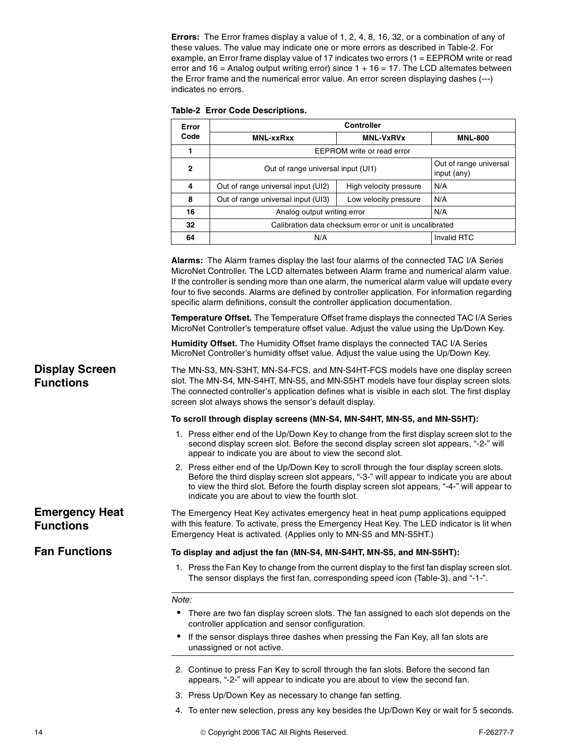**Errors:** The Error frames display a value of 1, 2, 4, 8, 16, 32, or a combination of any of these values. The value may indicate one or more errors as described in Table-2. For example, an Error frame display value of 17 indicates two errors (1 = EEPROM write or read error and 16 = Analog output writing error) since 1 + 16 = 17. The LCD alternates between the Error frame and the numerical error value. An error screen displaying dashes (---) indicates no errors.

**Table-2 Error Code Descriptions.**

| Error Code | Controller | | |
|---|---|---|---|
| | **MNL-xxRxx** | **MNL-VxRVx** | **MNL-800** |
| **1** | EEPROM write or read error | | |
| **2** | Out of range universal input (UI1) | | Out of range universal input (any) |
| **4** | Out of range universal input (UI2) | High velocity pressure | N/A |
| **8** | Out of range universal input (UI3) | Low velocity pressure | N/A |
| **16** | Analog output writing error | | N/A |
| **32** | Calibration data checksum error or unit is uncalibrated | | |
| **64** | N/A | | Invalid RTC |

**Alarms:** The Alarm frames display the last four alarms of the connected TAC I/A Series MicroNet Controller. The LCD alternates between Alarm frame and numerical alarm value. If the controller is sending more than one alarm, the numerical alarm value will update every four to five seconds. Alarms are defined by controller application. For information regarding specific alarm definitions, consult the controller application documentation.

**Temperature Offset.** The Temperature Offset frame displays the connected TAC I/A Series MicroNet Controller's temperature offset value. Adjust the value using the Up/Down Key.

**Humidity Offset.** The Humidity Offset frame displays the connected TAC I/A Series MicroNet Controller's humidity offset value. Adjust the value using the Up/Down Key.

## Display Screen Functions

The MN-S3, MN-S3HT, MN-S4-FCS, and MN-S4HT-FCS models have one display screen slot. The MN-S4, MN-S4HT, MN-S5, and MN-S5HT models have four display screen slots. The connected controller's application defines what is visible in each slot. The first display screen slot always shows the sensor's default display.

**To scroll through display screens (MN-S4, MN-S4HT, MN-S5, and MN-S5HT):**

1. Press either end of the Up/Down Key to change from the first display screen slot to the second display screen slot. Before the second display screen slot appears, "-2-" will appear to indicate you are about to view the second slot.
2. Press either end of the Up/Down Key to scroll through the four display screen slots. Before the third display screen slot appears, "-3-" will appear to indicate you are about to view the third slot. Before the fourth display screen slot appears, "-4-" will appear to indicate you are about to view the fourth slot.

## Emergency Heat Functions

The Emergency Heat Key activates emergency heat in heat pump applications equipped with this feature. To activate, press the Emergency Heat Key. The LED indicator is lit when Emergency Heat is activated. (Applies only to MN-S5 and MN-S5HT.)

## Fan Functions

**To display and adjust the fan (MN-S4, MN-S4HT, MN-S5, and MN-S5HT):**

1. Press the Fan Key to change from the current display to the first fan display screen slot. The sensor displays the first fan, corresponding speed icon (Table-3). and "-1-".

*Note:*

- There are two fan display screen slots. The fan assigned to each slot depends on the controller application and sensor configuration.
- If the sensor displays three dashes when pressing the Fan Key, all fan slots are unassigned or not active.

2. Continue to press Fan Key to scroll through the fan slots. Before the second fan appears, "-2-" will appear to indicate you are about to view the second fan.
3. Press Up/Down Key as necessary to change fan setting.
4. To enter new selection, press any key besides the Up/Down Key or wait for 5 seconds.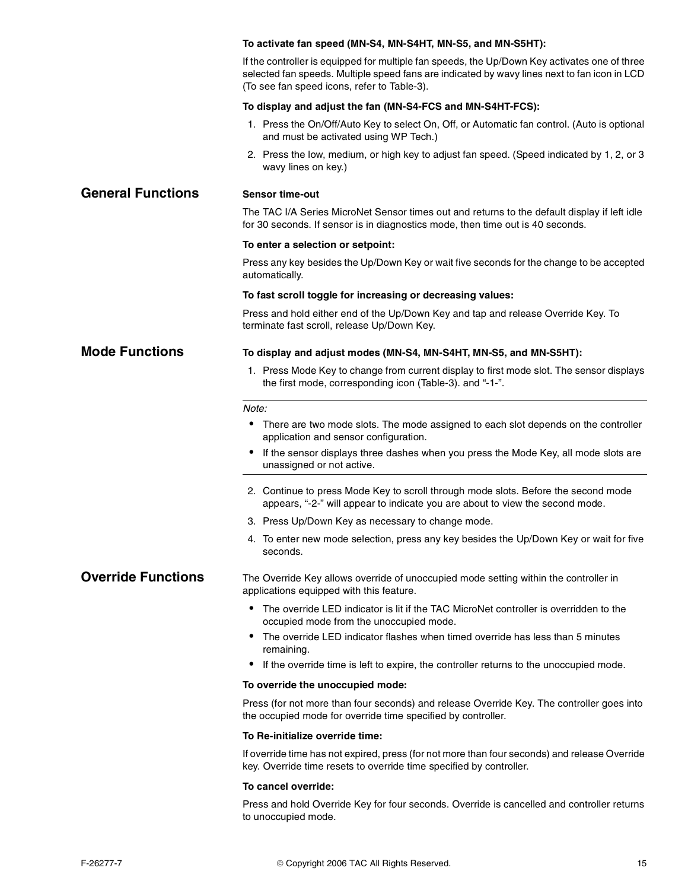**To activate fan speed (MN-S4, MN-S4HT, MN-S5, and MN-S5HT):**

If the controller is equipped for multiple fan speeds, the Up/Down Key activates one of three selected fan speeds. Multiple speed fans are indicated by wavy lines next to fan icon in LCD (To see fan speed icons, refer to Table-3).

**To display and adjust the fan (MN-S4-FCS and MN-S4HT-FCS):**

1. Press the On/Off/Auto Key to select On, Off, or Automatic fan control. (Auto is optional and must be activated using WP Tech.)
2. Press the low, medium, or high key to adjust fan speed. (Speed indicated by 1, 2, or 3 wavy lines on key.)

## General Functions

**Sensor time-out**

The TAC I/A Series MicroNet Sensor times out and returns to the default display if left idle for 30 seconds. If sensor is in diagnostics mode, then time out is 40 seconds.

**To enter a selection or setpoint:**

Press any key besides the Up/Down Key or wait five seconds for the change to be accepted automatically.

**To fast scroll toggle for increasing or decreasing values:**

Press and hold either end of the Up/Down Key and tap and release Override Key. To terminate fast scroll, release Up/Down Key.

## Mode Functions

**To display and adjust modes (MN-S4, MN-S4HT, MN-S5, and MN-S5HT):**

1. Press Mode Key to change from current display to first mode slot. The sensor displays the first mode, corresponding icon (Table-3). and “-1-”.

*Note:*

- There are two mode slots. The mode assigned to each slot depends on the controller application and sensor configuration.
- If the sensor displays three dashes when you press the Mode Key, all mode slots are unassigned or not active.

2. Continue to press Mode Key to scroll through mode slots. Before the second mode appears, “-2-” will appear to indicate you are about to view the second mode.
3. Press Up/Down Key as necessary to change mode.
4. To enter new mode selection, press any key besides the Up/Down Key or wait for five seconds.

## Override Functions

The Override Key allows override of unoccupied mode setting within the controller in applications equipped with this feature.

- The override LED indicator is lit if the TAC MicroNet controller is overridden to the occupied mode from the unoccupied mode.
- The override LED indicator flashes when timed override has less than 5 minutes remaining.
- If the override time is left to expire, the controller returns to the unoccupied mode.

**To override the unoccupied mode:**

Press (for not more than four seconds) and release Override Key. The controller goes into the occupied mode for override time specified by controller.

**To Re-initialize override time:**

If override time has not expired, press (for not more than four seconds) and release Override key. Override time resets to override time specified by controller.

**To cancel override:**

Press and hold Override Key for four seconds. Override is cancelled and controller returns to unoccupied mode.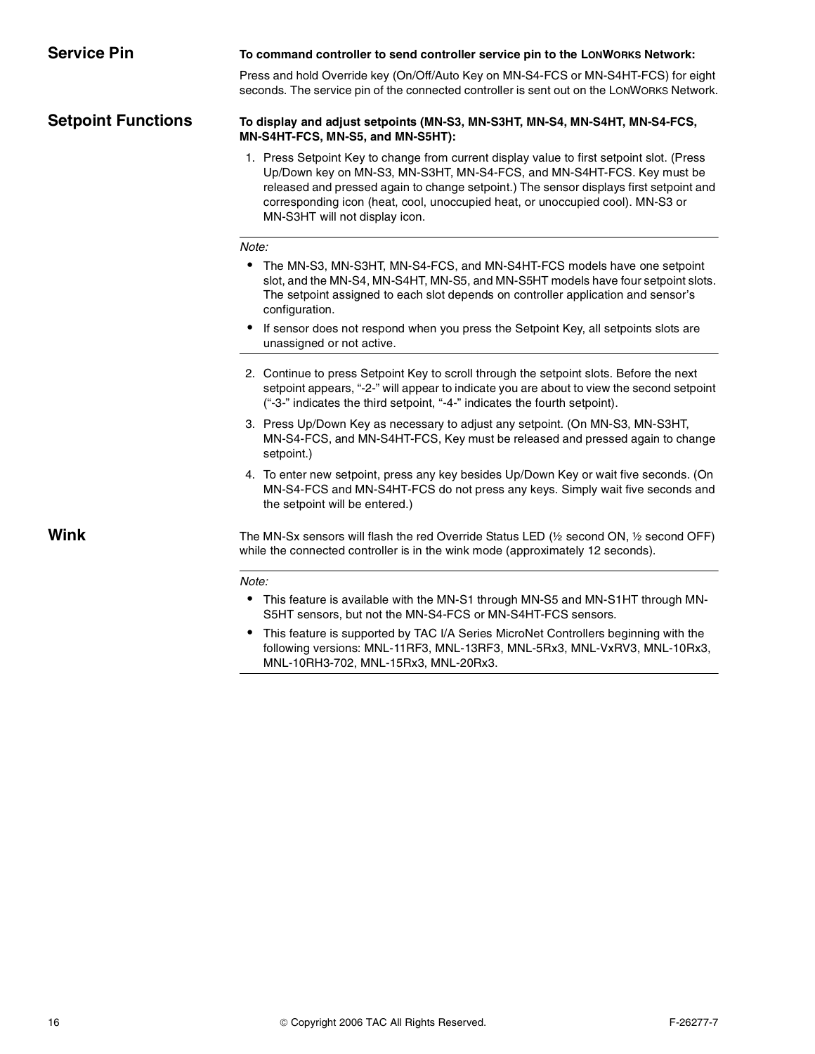## Service Pin

**To command controller to send controller service pin to the LONWORKS Network:**

Press and hold Override key (On/Off/Auto Key on MN-S4-FCS or MN-S4HT-FCS) for eight seconds. The service pin of the connected controller is sent out on the LONWORKS Network.

## Setpoint Functions

**To display and adjust setpoints (MN-S3, MN-S3HT, MN-S4, MN-S4HT, MN-S4-FCS, MN-S4HT-FCS, MN-S5, and MN-S5HT):**

1. Press Setpoint Key to change from current display value to first setpoint slot. (Press Up/Down key on MN-S3, MN-S3HT, MN-S4-FCS, and MN-S4HT-FCS. Key must be released and pressed again to change setpoint.) The sensor displays first setpoint and corresponding icon (heat, cool, unoccupied heat, or unoccupied cool). MN-S3 or MN-S3HT will not display icon.

*Note:*

- The MN-S3, MN-S3HT, MN-S4-FCS, and MN-S4HT-FCS models have one setpoint slot, and the MN-S4, MN-S4HT, MN-S5, and MN-S5HT models have four setpoint slots. The setpoint assigned to each slot depends on controller application and sensor's configuration.
- If sensor does not respond when you press the Setpoint Key, all setpoints slots are unassigned or not active.

2. Continue to press Setpoint Key to scroll through the setpoint slots. Before the next setpoint appears, "-2-" will appear to indicate you are about to view the second setpoint ("-3-" indicates the third setpoint, "-4-" indicates the fourth setpoint).
3. Press Up/Down Key as necessary to adjust any setpoint. (On MN-S3, MN-S3HT, MN-S4-FCS, and MN-S4HT-FCS, Key must be released and pressed again to change setpoint.)
4. To enter new setpoint, press any key besides Up/Down Key or wait five seconds. (On MN-S4-FCS and MN-S4HT-FCS do not press any keys. Simply wait five seconds and the setpoint will be entered.)

## Wink

The MN-Sx sensors will flash the red Override Status LED (½ second ON, ½ second OFF) while the connected controller is in the wink mode (approximately 12 seconds).

*Note:*

- This feature is available with the MN-S1 through MN-S5 and MN-S1HT through MN-S5HT sensors, but not the MN-S4-FCS or MN-S4HT-FCS sensors.
- This feature is supported by TAC I/A Series MicroNet Controllers beginning with the following versions: MNL-11RF3, MNL-13RF3, MNL-5Rx3, MNL-VxRV3, MNL-10Rx3, MNL-10RH3-702, MNL-15Rx3, MNL-20Rx3.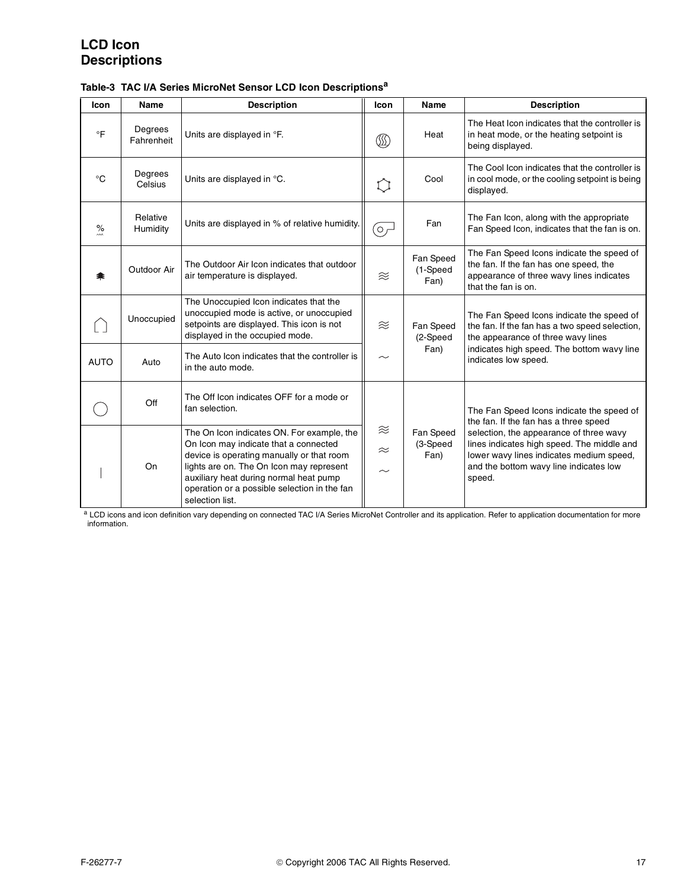# LCD Icon Descriptions

**Table-3 TAC I/A Series MicroNet Sensor LCD Icon Descriptions[a]**

| Icon | Name | Description | Icon | Name | Description |
|---|---|---|---|---|---|
| °F | Degrees Fahrenheit | Units are displayed in °F. | | Heat | The Heat Icon indicates that the controller is in heat mode, or the heating setpoint is being displayed. |
| °C | Degrees Celsius | Units are displayed in °C. | | Cool | The Cool Icon indicates that the controller is in cool mode, or the cooling setpoint is being displayed. |
| % | Relative Humidity | Units are displayed in % of relative humidity. | | Fan | The Fan Icon, along with the appropriate Fan Speed Icon, indicates that the fan is on. |
| | Outdoor Air | The Outdoor Air Icon indicates that outdoor air temperature is displayed. | ≋ | Fan Speed (1-Speed Fan) | The Fan Speed Icons indicate the speed of the fan. If the fan has one speed, the appearance of three wavy lines indicates that the fan is on. |
| | Unoccupied | The Unoccupied Icon indicates that the unoccupied mode is active, or unoccupied setpoints are displayed. This icon is not displayed in the occupied mode. | ≋ | Fan Speed (2-Speed Fan) | The Fan Speed Icons indicate the speed of the fan. If the fan has a two speed selection, the appearance of three wavy lines indicates high speed. The bottom wavy line indicates low speed. |
| AUTO | Auto | The Auto Icon indicates that the controller is in the auto mode. | ∼ | | |
| ◯ | Off | The Off Icon indicates OFF for a mode or fan selection. | ≋ ≈ ∼ | Fan Speed (3-Speed Fan) | The Fan Speed Icons indicate the speed of the fan. If the fan has a three speed selection, the appearance of three wavy lines indicates high speed. The middle and lower wavy lines indicates medium speed, and the bottom wavy line indicates low speed. |
| \| | On | The On Icon indicates ON. For example, the On Icon may indicate that a connected device is operating manually or that room lights are on. The On Icon may represent auxiliary heat during normal heat pump operation or a possible selection in the fan selection list. | | | |

[a] LCD icons and icon definition vary depending on connected TAC I/A Series MicroNet Controller and its application. Refer to application documentation for more information.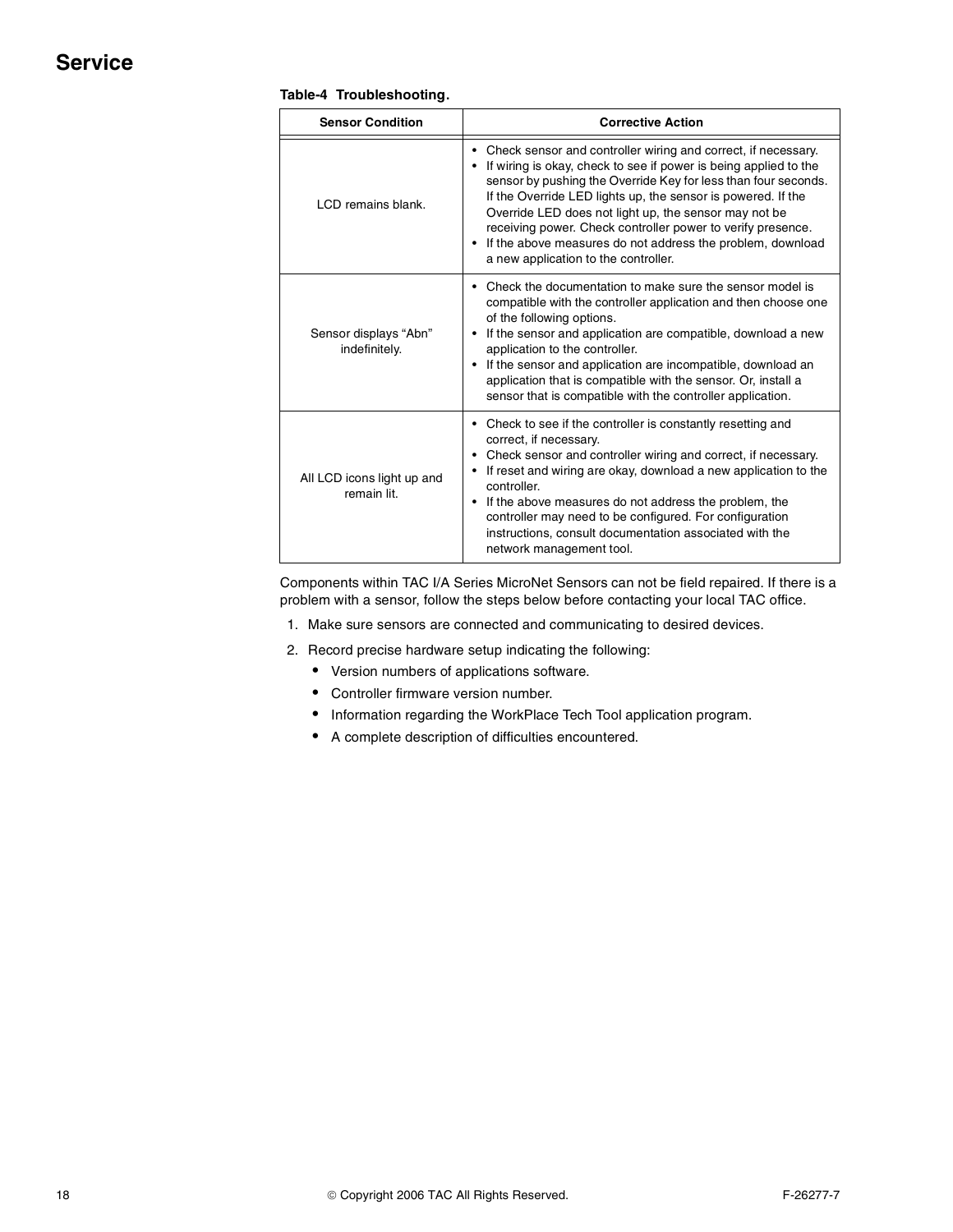# Service

**Table-4 Troubleshooting.**

| Sensor Condition | Corrective Action |
|---|---|
| LCD remains blank. | • Check sensor and controller wiring and correct, if necessary.<br>• If wiring is okay, check to see if power is being applied to the sensor by pushing the Override Key for less than four seconds. If the Override LED lights up, the sensor is powered. If the Override LED does not light up, the sensor may not be receiving power. Check controller power to verify presence.<br>• If the above measures do not address the problem, download a new application to the controller. |
| Sensor displays "Abn" indefinitely. | • Check the documentation to make sure the sensor model is compatible with the controller application and then choose one of the following options.<br>• If the sensor and application are compatible, download a new application to the controller.<br>• If the sensor and application are incompatible, download an application that is compatible with the sensor. Or, install a sensor that is compatible with the controller application. |
| All LCD icons light up and remain lit. | • Check to see if the controller is constantly resetting and correct, if necessary.<br>• Check sensor and controller wiring and correct, if necessary.<br>• If reset and wiring are okay, download a new application to the controller.<br>• If the above measures do not address the problem, the controller may need to be configured. For configuration instructions, consult documentation associated with the network management tool. |

Components within TAC I/A Series MicroNet Sensors can not be field repaired. If there is a problem with a sensor, follow the steps below before contacting your local TAC office.

1. Make sure sensors are connected and communicating to desired devices.
2. Record precise hardware setup indicating the following:
   - Version numbers of applications software.
   - Controller firmware version number.
   - Information regarding the WorkPlace Tech Tool application program.
   - A complete description of difficulties encountered.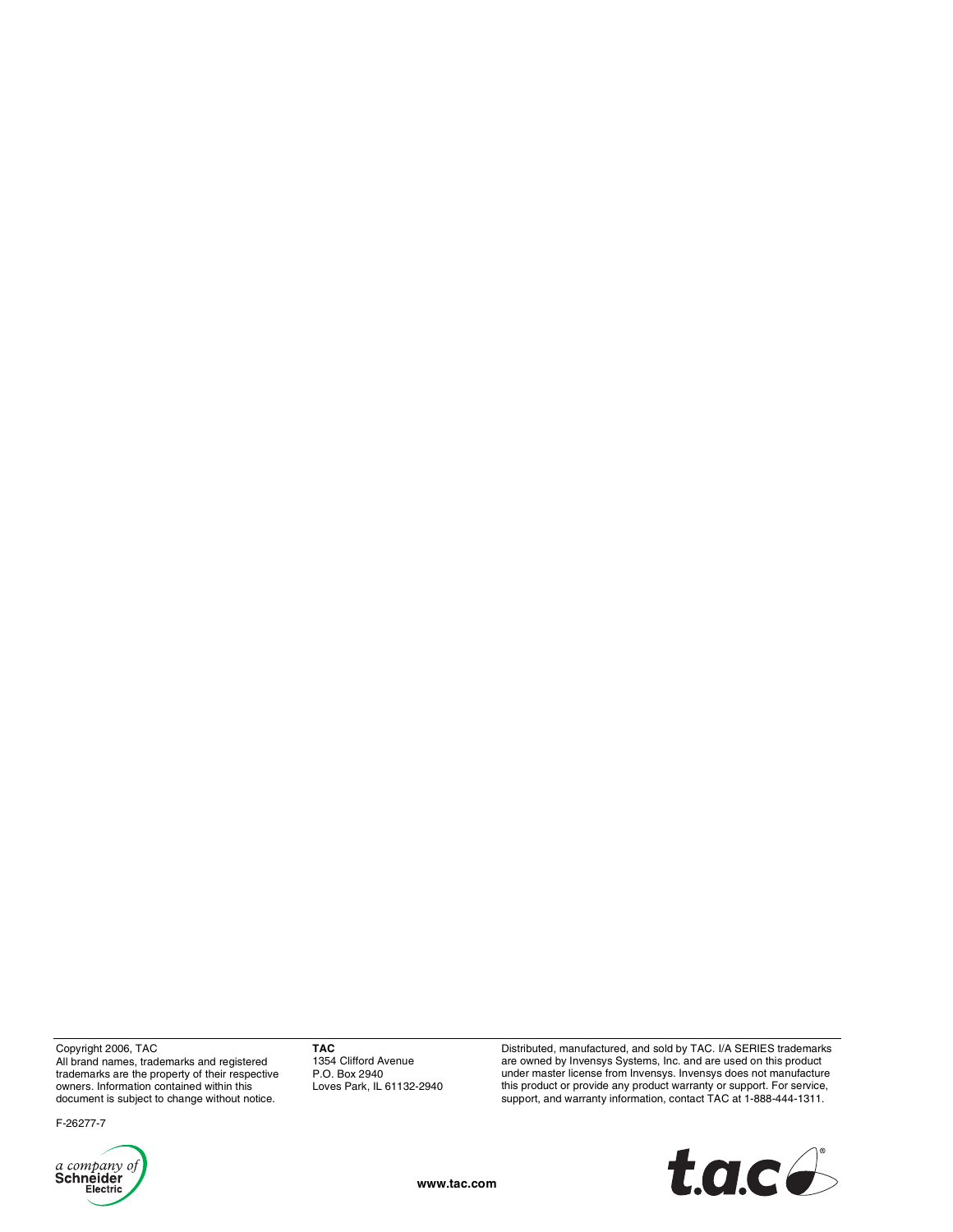Copyright 2006, TAC
All brand names, trademarks and registered trademarks are the property of their respective owners. Information contained within this document is subject to change without notice.

**TAC**
1354 Clifford Avenue
P.O. Box 2940
Loves Park, IL 61132-2940

Distributed, manufactured, and sold by TAC. I/A SERIES trademarks are owned by Invensys Systems, Inc. and are used on this product under master license from Invensys. Invensys does not manufacture this product or provide any product warranty or support. For service, support, and warranty information, contact TAC at 1-888-444-1311.

F-26277-7

*a company of* **Schneider Electric**

**www.tac.com**